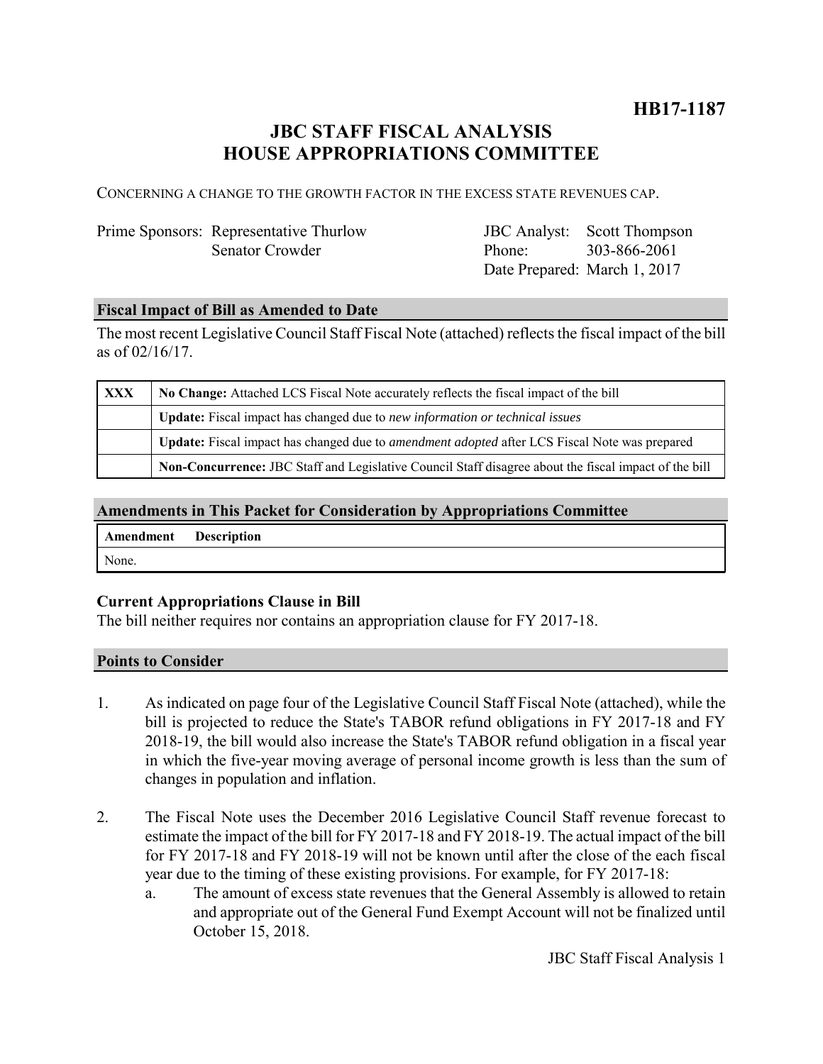**HB17-1187**

# JBC STAFF FISCAL ANALYSIS
# HOUSE APPROPRIATIONS COMMITTEE

CONCERNING A CHANGE TO THE GROWTH FACTOR IN THE EXCESS STATE REVENUES CAP.

| | | | |
|---|---|---|---|
| Prime Sponsors: | Representative Thurlow | JBC Analyst: | Scott Thompson |
| | Senator Crowder | Phone: | 303-866-2061 |
| | | Date Prepared: | March 1, 2017 |

## Fiscal Impact of Bill as Amended to Date

The most recent Legislative Council Staff Fiscal Note (attached) reflects the fiscal impact of the bill as of 02/16/17.

| | |
|---|---|
| XXX | **No Change:** Attached LCS Fiscal Note accurately reflects the fiscal impact of the bill |
| | **Update:** Fiscal impact has changed due to *new information or technical issues* |
| | **Update:** Fiscal impact has changed due to *amendment adopted* after LCS Fiscal Note was prepared |
| | **Non-Concurrence:** JBC Staff and Legislative Council Staff disagree about the fiscal impact of the bill |

## Amendments in This Packet for Consideration by Appropriations Committee

| Amendment | Description |
|---|---|
| None. | |

### Current Appropriations Clause in Bill

The bill neither requires nor contains an appropriation clause for FY 2017-18.

## Points to Consider

1. As indicated on page four of the Legislative Council Staff Fiscal Note (attached), while the bill is projected to reduce the State's TABOR refund obligations in FY 2017-18 and FY 2018-19, the bill would also increase the State's TABOR refund obligation in a fiscal year in which the five-year moving average of personal income growth is less than the sum of changes in population and inflation.

2. The Fiscal Note uses the December 2016 Legislative Council Staff revenue forecast to estimate the impact of the bill for FY 2017-18 and FY 2018-19. The actual impact of the bill for FY 2017-18 and FY 2018-19 will not be known until after the close of the each fiscal year due to the timing of these existing provisions. For example, for FY 2017-18:
   a. The amount of excess state revenues that the General Assembly is allowed to retain and appropriate out of the General Fund Exempt Account will not be finalized until October 15, 2018.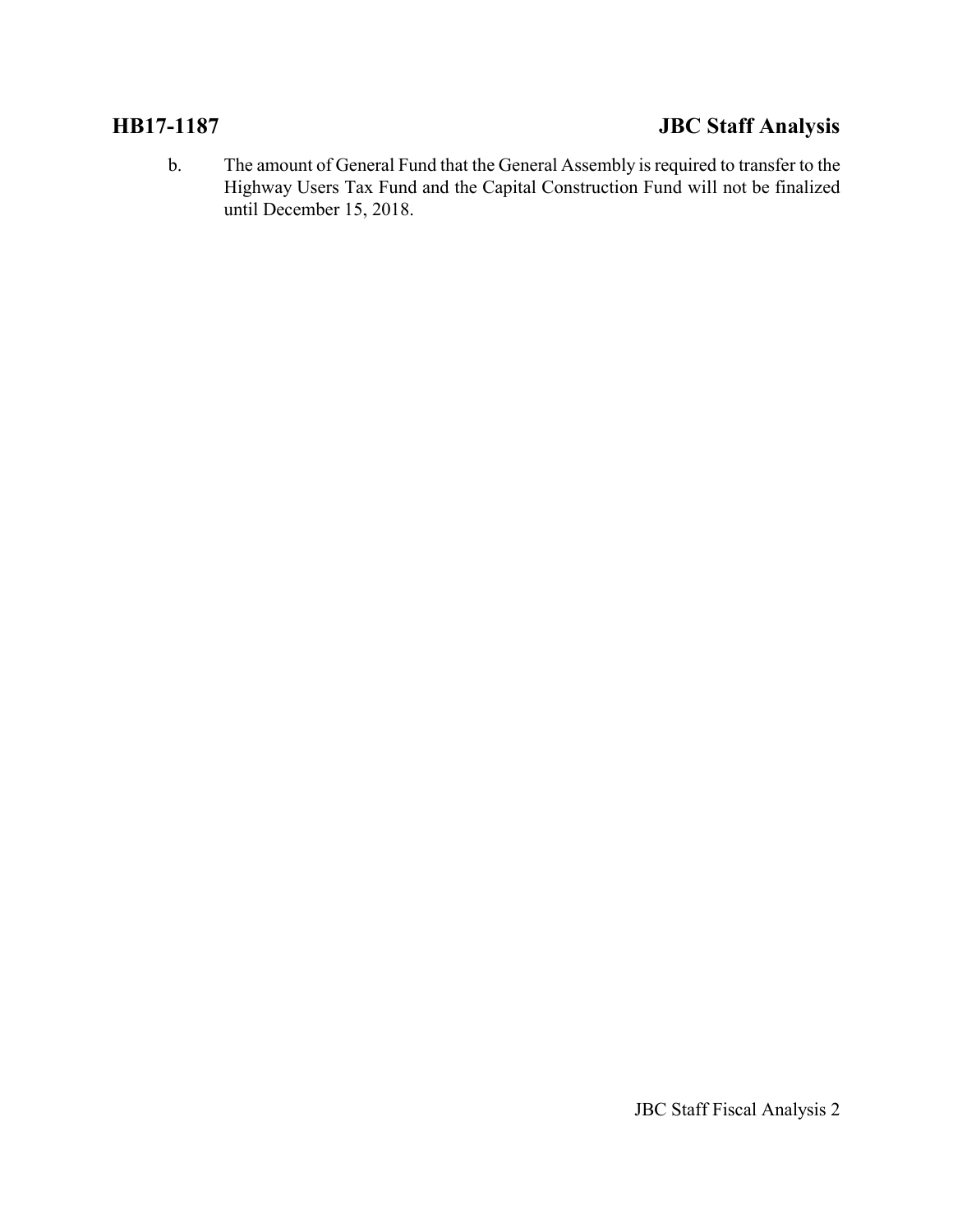b. The amount of General Fund that the General Assembly is required to transfer to the Highway Users Tax Fund and the Capital Construction Fund will not be finalized until December 15, 2018.